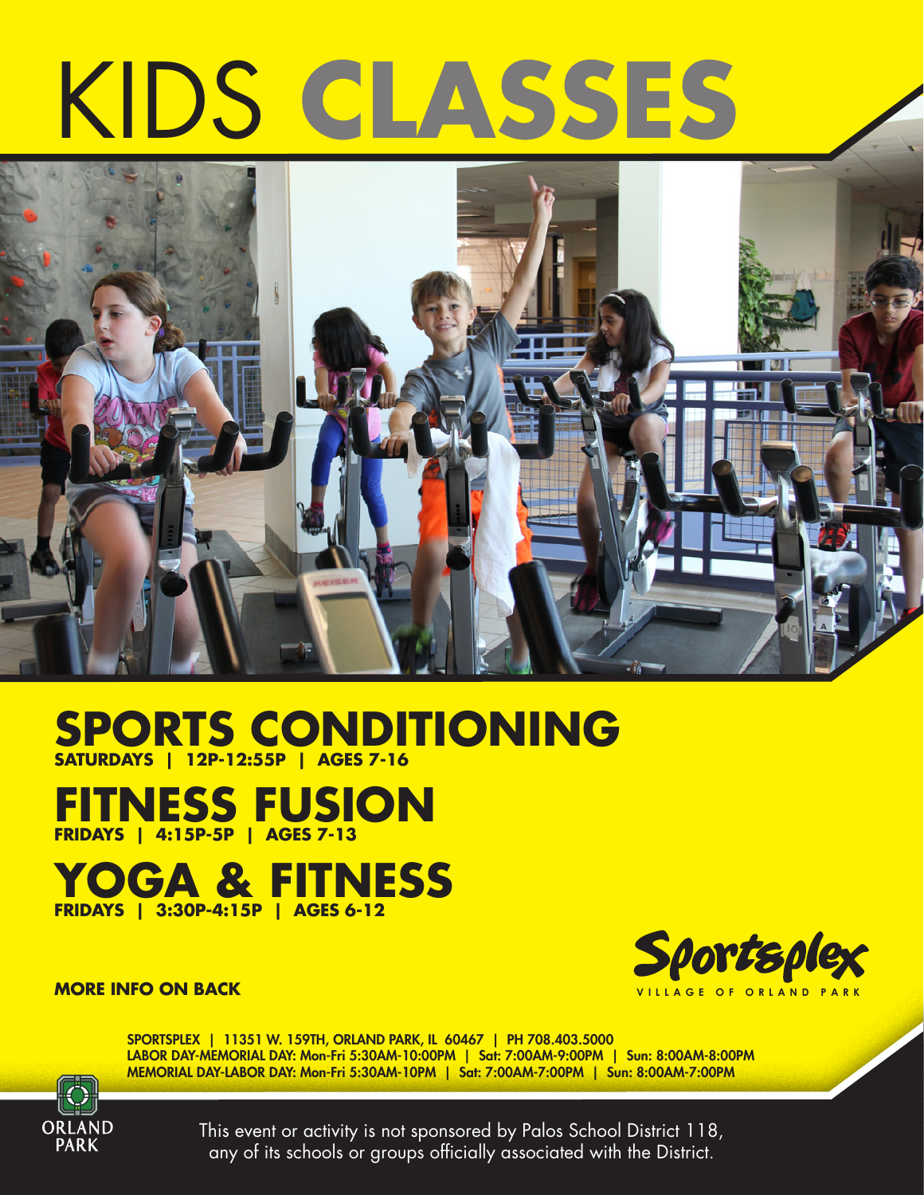# KIDS **CLASSES**

## SPORTS CONDITIONING
**SATURDAYS | 12P-12:55P | AGES 7-16**

## FITNESS FUSION
**FRIDAYS | 4:15P-5P | AGES 7-13**

## YOGA & FITNESS
**FRIDAYS | 3:30P-4:15P | AGES 6-12**

**MORE INFO ON BACK**

Sportsplex
VILLAGE OF ORLAND PARK

SPORTSPLEX | 11351 W. 159TH, ORLAND PARK, IL 60467 | PH 708.403.5000
LABOR DAY-MEMORIAL DAY: Mon-Fri 5:30AM-10:00PM | Sat: 7:00AM-9:00PM | Sun: 8:00AM-8:00PM
MEMORIAL DAY-LABOR DAY: Mon-Fri 5:30AM-10PM | Sat: 7:00AM-7:00PM | Sun: 8:00AM-7:00PM

ORLAND PARK

This event or activity is not sponsored by Palos School District 118, any of its schools or groups officially associated with the District.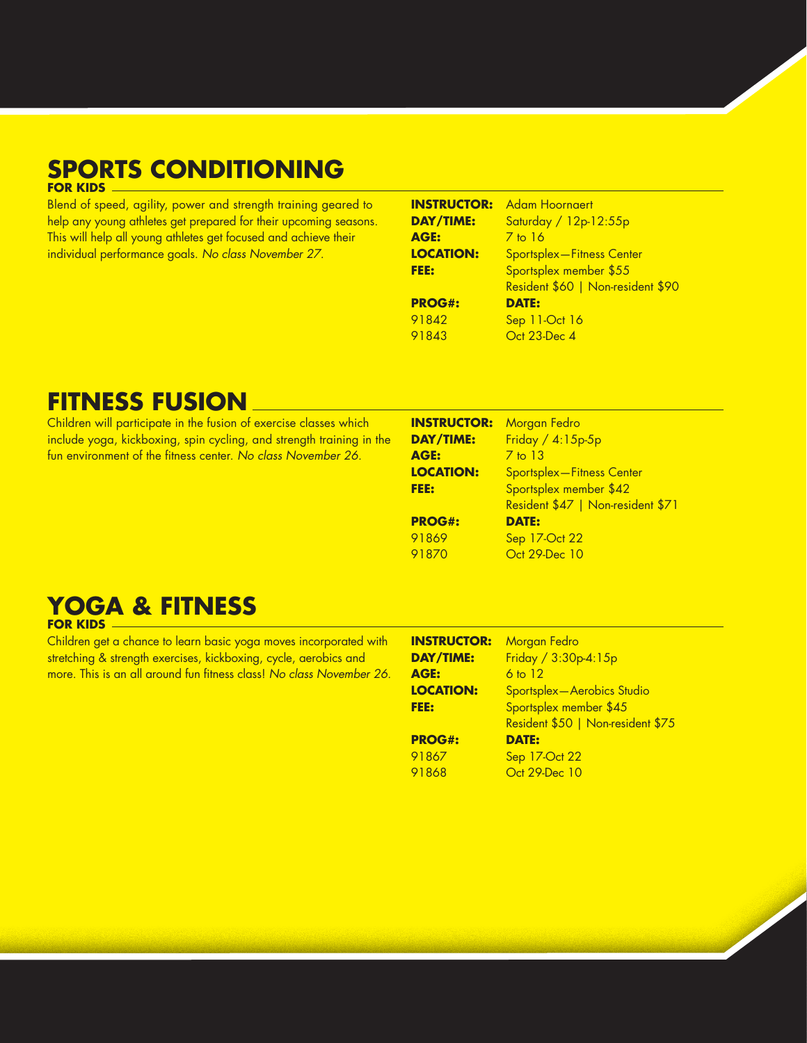## SPORTS CONDITIONING

**FOR KIDS**

Blend of speed, agility, power and strength training geared to help any young athletes get prepared for their upcoming seasons. This will help all young athletes get focused and achieve their individual performance goals. *No class November 27.*

**INSTRUCTOR:** Adam Hoornaert
**DAY/TIME:** Saturday / 12p-12:55p
**AGE:** 7 to 16
**LOCATION:** Sportsplex—Fitness Center
**FEE:** Sportsplex member $55
Resident $60 | Non-resident $90

| PROG#: | DATE: |
| --- | --- |
| 91842 | Sep 11-Oct 16 |
| 91843 | Oct 23-Dec 4 |

## FITNESS FUSION

Children will participate in the fusion of exercise classes which include yoga, kickboxing, spin cycling, and strength training in the fun environment of the fitness center. *No class November 26.*

**INSTRUCTOR:** Morgan Fedro
**DAY/TIME:** Friday / 4:15p-5p
**AGE:** 7 to 13
**LOCATION:** Sportsplex—Fitness Center
**FEE:** Sportsplex member $42
Resident $47 | Non-resident $71

| PROG#: | DATE: |
| --- | --- |
| 91869 | Sep 17-Oct 22 |
| 91870 | Oct 29-Dec 10 |

## YOGA & FITNESS

**FOR KIDS**

Children get a chance to learn basic yoga moves incorporated with stretching & strength exercises, kickboxing, cycle, aerobics and more. This is an all around fun fitness class! *No class November 26.*

**INSTRUCTOR:** Morgan Fedro
**DAY/TIME:** Friday / 3:30p-4:15p
**AGE:** 6 to 12
**LOCATION:** Sportsplex—Aerobics Studio
**FEE:** Sportsplex member $45
Resident $50 | Non-resident $75

| PROG#: | DATE: |
| --- | --- |
| 91867 | Sep 17-Oct 22 |
| 91868 | Oct 29-Dec 10 |